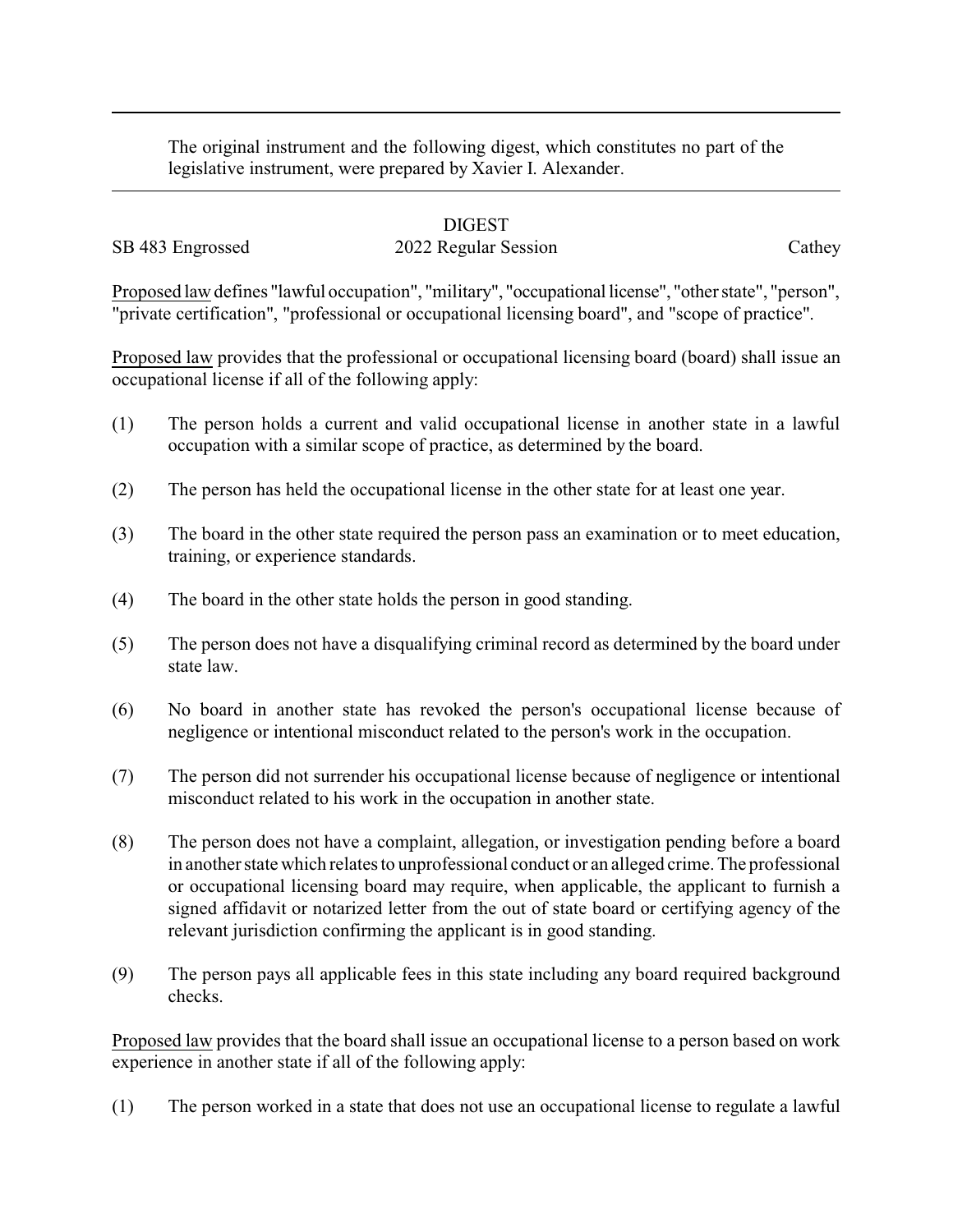The original instrument and the following digest, which constitutes no part of the legislative instrument, were prepared by Xavier I. Alexander.

# DIGEST

SB 483 Engrossed | 2022 Regular Session | Cathey

Proposed law defines "lawful occupation", "military", "occupational license", "other state", "person", "private certification", "professional or occupational licensing board", and "scope of practice".

Proposed law provides that the professional or occupational licensing board (board) shall issue an occupational license if all of the following apply:

(1) The person holds a current and valid occupational license in another state in a lawful occupation with a similar scope of practice, as determined by the board.

(2) The person has held the occupational license in the other state for at least one year.

(3) The board in the other state required the person pass an examination or to meet education, training, or experience standards.

(4) The board in the other state holds the person in good standing.

(5) The person does not have a disqualifying criminal record as determined by the board under state law.

(6) No board in another state has revoked the person's occupational license because of negligence or intentional misconduct related to the person's work in the occupation.

(7) The person did not surrender his occupational license because of negligence or intentional misconduct related to his work in the occupation in another state.

(8) The person does not have a complaint, allegation, or investigation pending before a board in another state which relates to unprofessional conduct or an alleged crime. The professional or occupational licensing board may require, when applicable, the applicant to furnish a signed affidavit or notarized letter from the out of state board or certifying agency of the relevant jurisdiction confirming the applicant is in good standing.

(9) The person pays all applicable fees in this state including any board required background checks.

Proposed law provides that the board shall issue an occupational license to a person based on work experience in another state if all of the following apply:

(1) The person worked in a state that does not use an occupational license to regulate a lawful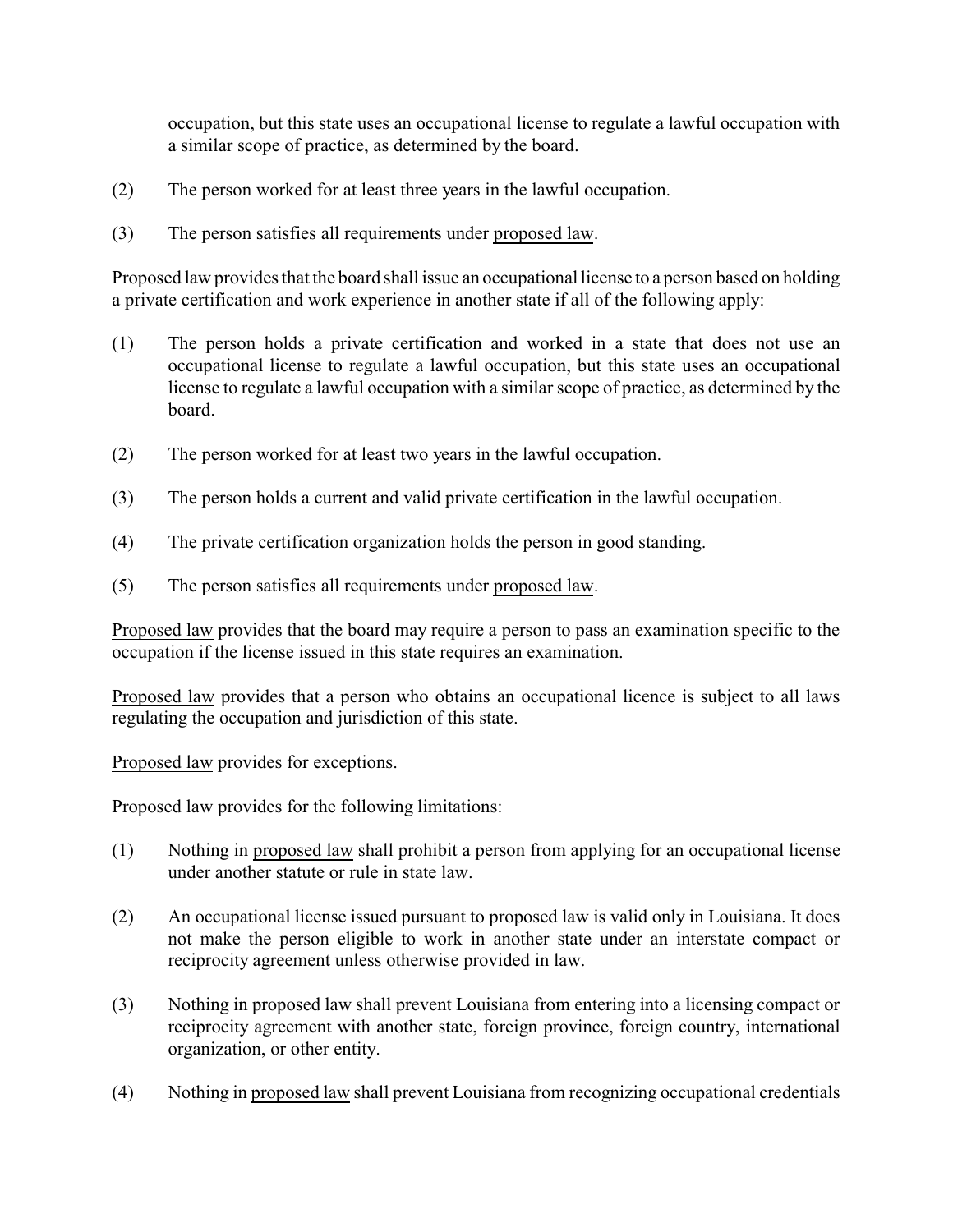occupation, but this state uses an occupational license to regulate a lawful occupation with a similar scope of practice, as determined by the board.

(2) The person worked for at least three years in the lawful occupation.

(3) The person satisfies all requirements under proposed law.

Proposed law provides that the board shall issue an occupational license to a person based on holding a private certification and work experience in another state if all of the following apply:

(1) The person holds a private certification and worked in a state that does not use an occupational license to regulate a lawful occupation, but this state uses an occupational license to regulate a lawful occupation with a similar scope of practice, as determined by the board.

(2) The person worked for at least two years in the lawful occupation.

(3) The person holds a current and valid private certification in the lawful occupation.

(4) The private certification organization holds the person in good standing.

(5) The person satisfies all requirements under proposed law.

Proposed law provides that the board may require a person to pass an examination specific to the occupation if the license issued in this state requires an examination.

Proposed law provides that a person who obtains an occupational licence is subject to all laws regulating the occupation and jurisdiction of this state.

Proposed law provides for exceptions.

Proposed law provides for the following limitations:

(1) Nothing in proposed law shall prohibit a person from applying for an occupational license under another statute or rule in state law.

(2) An occupational license issued pursuant to proposed law is valid only in Louisiana. It does not make the person eligible to work in another state under an interstate compact or reciprocity agreement unless otherwise provided in law.

(3) Nothing in proposed law shall prevent Louisiana from entering into a licensing compact or reciprocity agreement with another state, foreign province, foreign country, international organization, or other entity.

(4) Nothing in proposed law shall prevent Louisiana from recognizing occupational credentials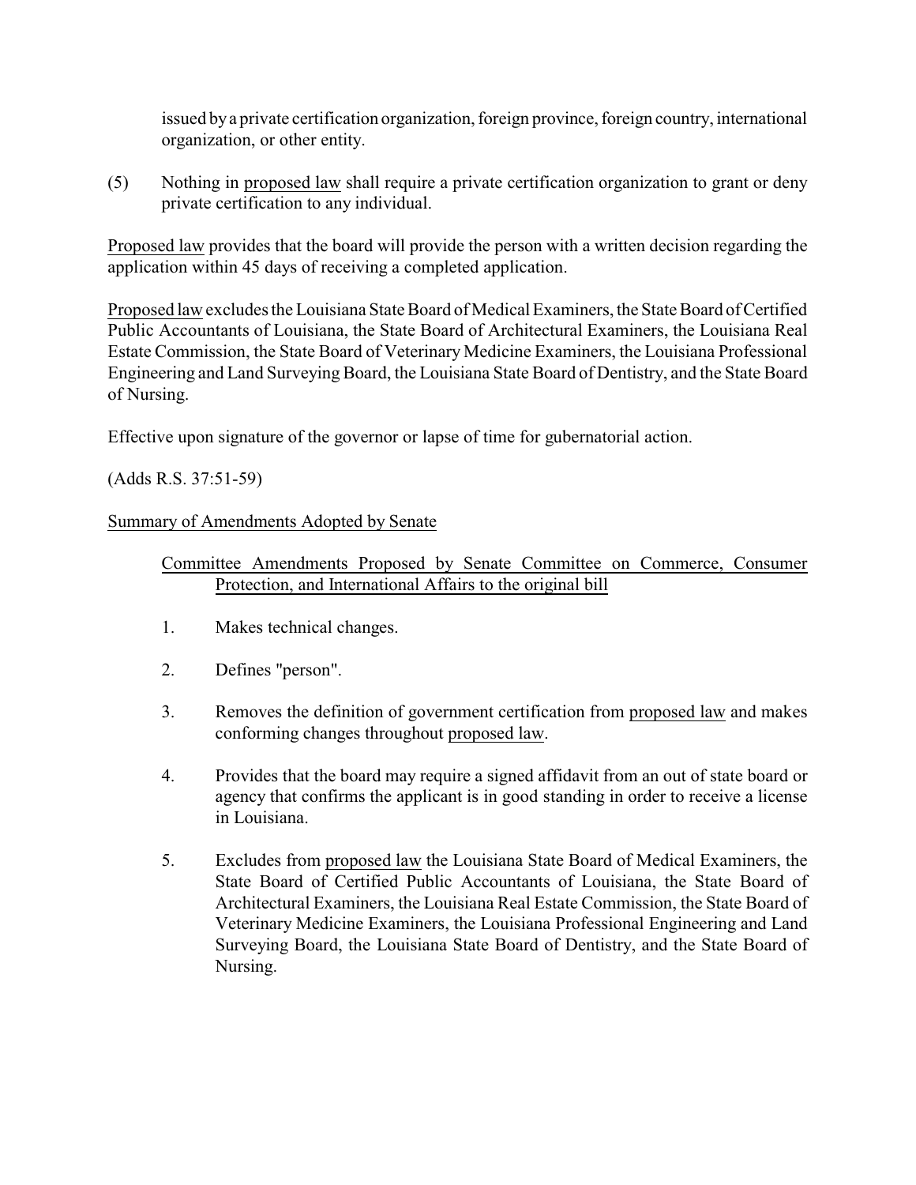issued by a private certification organization, foreign province, foreign country, international organization, or other entity.

(5) Nothing in proposed law shall require a private certification organization to grant or deny private certification to any individual.

Proposed law provides that the board will provide the person with a written decision regarding the application within 45 days of receiving a completed application.

Proposed law excludes the Louisiana State Board of Medical Examiners, the State Board of Certified Public Accountants of Louisiana, the State Board of Architectural Examiners, the Louisiana Real Estate Commission, the State Board of Veterinary Medicine Examiners, the Louisiana Professional Engineering and Land Surveying Board, the Louisiana State Board of Dentistry, and the State Board of Nursing.

Effective upon signature of the governor or lapse of time for gubernatorial action.

(Adds R.S. 37:51-59)

Summary of Amendments Adopted by Senate

Committee Amendments Proposed by Senate Committee on Commerce, Consumer Protection, and International Affairs to the original bill

1. Makes technical changes.

2. Defines "person".

3. Removes the definition of government certification from proposed law and makes conforming changes throughout proposed law.

4. Provides that the board may require a signed affidavit from an out of state board or agency that confirms the applicant is in good standing in order to receive a license in Louisiana.

5. Excludes from proposed law the Louisiana State Board of Medical Examiners, the State Board of Certified Public Accountants of Louisiana, the State Board of Architectural Examiners, the Louisiana Real Estate Commission, the State Board of Veterinary Medicine Examiners, the Louisiana Professional Engineering and Land Surveying Board, the Louisiana State Board of Dentistry, and the State Board of Nursing.